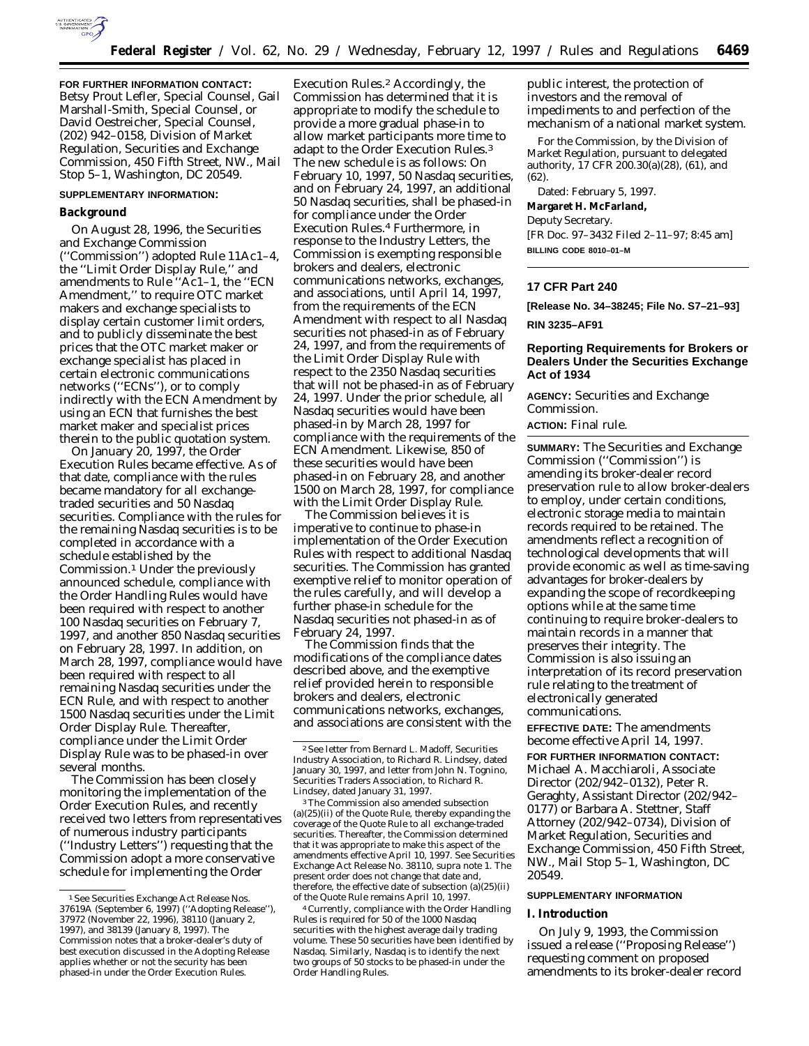**FOR FURTHER INFORMATION CONTACT:** Betsy Prout Lefler, Special Counsel, Gail Marshall-Smith, Special Counsel, or David Oestreicher, Special Counsel, (202) 942–0158, Division of Market Regulation, Securities and Exchange Commission, 450 Fifth Street, NW., Mail Stop 5–1, Washington, DC 20549.

**SUPPLEMENTARY INFORMATION:**

**Background**

On August 28, 1996, the Securities and Exchange Commission (''Commission'') adopted Rule 11Ac1–4, the ''Limit Order Display Rule,'' and amendments to Rule ''Ac1–1, the ''ECN Amendment,'' to require OTC market makers and exchange specialists to display certain customer limit orders, and to publicly disseminate the best prices that the OTC market maker or exchange specialist has placed in certain electronic communications networks (''ECNs''), or to comply indirectly with the ECN Amendment by using an ECN that furnishes the best market maker and specialist prices therein to the public quotation system.

On January 20, 1997, the Order Execution Rules became effective. As of that date, compliance with the rules became mandatory for all exchange-traded securities and 50 Nasdaq securities. Compliance with the rules for the remaining Nasdaq securities is to be completed in accordance with a schedule established by the Commission.[1] Under the previously announced schedule, compliance with the Order Handling Rules would have been required with respect to another 100 Nasdaq securities on February 7, 1997, and another 850 Nasdaq securities on February 28, 1997. In addition, on March 28, 1997, compliance would have been required with respect to all remaining Nasdaq securities under the ECN Rule, and with respect to another 1500 Nasdaq securities under the Limit Order Display Rule. Thereafter, compliance under the Limit Order Display Rule was to be phased-in over several months.

The Commission has been closely monitoring the implementation of the Order Execution Rules, and recently received two letters from representatives of numerous industry participants (''Industry Letters'') requesting that the Commission adopt a more conservative schedule for implementing the Order Execution Rules.[2] Accordingly, the Commission has determined that it is appropriate to modify the schedule to provide a more gradual phase-in to allow market participants more time to adapt to the Order Execution Rules.[3] The new schedule is as follows: On February 10, 1997, 50 Nasdaq securities, and on February 24, 1997, an additional 50 Nasdaq securities, shall be phased-in for compliance under the Order Execution Rules.[4] Furthermore, in response to the Industry Letters, the Commission is exempting responsible brokers and dealers, electronic communications networks, exchanges, and associations, until April 14, 1997, from the requirements of the ECN Amendment with respect to all Nasdaq securities not phased-in as of February 24, 1997, and from the requirements of the Limit Order Display Rule with respect to the 2350 Nasdaq securities that will not be phased-in as of February 24, 1997. Under the prior schedule, all Nasdaq securities would have been phased-in by March 28, 1997 for compliance with the requirements of the ECN Amendment. Likewise, 850 of these securities would have been phased-in on February 28, and another 1500 on March 28, 1997, for compliance with the Limit Order Display Rule.

The Commission believes it is imperative to continue to phase-in implementation of the Order Execution Rules with respect to additional Nasdaq securities. The Commission has granted exemptive relief to monitor operation of the rules carefully, and will develop a further phase-in schedule for the Nasdaq securities not phased-in as of February 24, 1997.

The Commission finds that the modifications of the compliance dates described above, and the exemptive relief provided herein to responsible brokers and dealers, electronic communications networks, exchanges, and associations are consistent with the public interest, the protection of investors and the removal of impediments to and perfection of the mechanism of a national market system.

For the Commission, by the Division of Market Regulation, pursuant to delegated authority, 17 CFR 200.30(a)(28), (61), and (62).

Dated: February 5, 1997.

**Margaret H. McFarland,**
*Deputy Secretary.*

[FR Doc. 97–3432 Filed 2–11–97; 8:45 am]

**BILLING CODE 8010–01–M**

[1] See Securities Exchange Act Release Nos. 37619A (September 6, 1997) (''Adopting Release''), 37972 (November 22, 1996), 38110 (January 2, 1997), and 38139 (January 8, 1997). The Commission notes that a broker-dealer's duty of best execution discussed in the Adopting Release applies whether or not the security has been phased-in under the Order Execution Rules.

[2] See letter from Bernard L. Madoff, Securities Industry Association, to Richard R. Lindsey, dated January 30, 1997, and letter from John N. Tognino, Securities Traders Association, to Richard R. Lindsey, dated January 31, 1997.

[3] The Commission also amended subsection (a)(25)(ii) of the Quote Rule, thereby expanding the coverage of the Quote Rule to all exchange-traded securities. Thereafter, the Commission determined that it was appropriate to make this aspect of the amendments effective April 10, 1997. See Securities Exchange Act Release No. 38110, supra note 1. The present order does not change that date and, therefore, the effective date of subsection (a)(25)(ii) of the Quote Rule remains April 10, 1997.

[4] Currently, compliance with the Order Handling Rules is required for 50 of the 1000 Nasdaq securities with the highest average daily trading volume. These 50 securities have been identified by Nasdaq. Similarly, Nasdaq is to identify the next two groups of 50 stocks to be phased-in under the Order Handling Rules.

## 17 CFR Part 240

**[Release No. 34–38245; File No. S7–21–93]**

**RIN 3235–AF91**

## Reporting Requirements for Brokers or Dealers Under the Securities Exchange Act of 1934

**AGENCY:** Securities and Exchange Commission.

**ACTION:** Final rule.

**SUMMARY:** The Securities and Exchange Commission (''Commission'') is amending its broker-dealer record preservation rule to allow broker-dealers to employ, under certain conditions, electronic storage media to maintain records required to be retained. The amendments reflect a recognition of technological developments that will provide economic as well as time-saving advantages for broker-dealers by expanding the scope of recordkeeping options while at the same time continuing to require broker-dealers to maintain records in a manner that preserves their integrity. The Commission is also issuing an interpretation of its record preservation rule relating to the treatment of electronically generated communications.

**EFFECTIVE DATE:** The amendments become effective April 14, 1997.

**FOR FURTHER INFORMATION CONTACT:** Michael A. Macchiaroli, Associate Director (202/942–0132), Peter R. Geraghty, Assistant Director (202/942–0177) or Barbara A. Stettner, Staff Attorney (202/942–0734), Division of Market Regulation, Securities and Exchange Commission, 450 Fifth Street, NW., Mail Stop 5–1, Washington, DC 20549.

**SUPPLEMENTARY INFORMATION**

**I. Introduction**

On July 9, 1993, the Commission issued a release (''Proposing Release'') requesting comment on proposed amendments to its broker-dealer record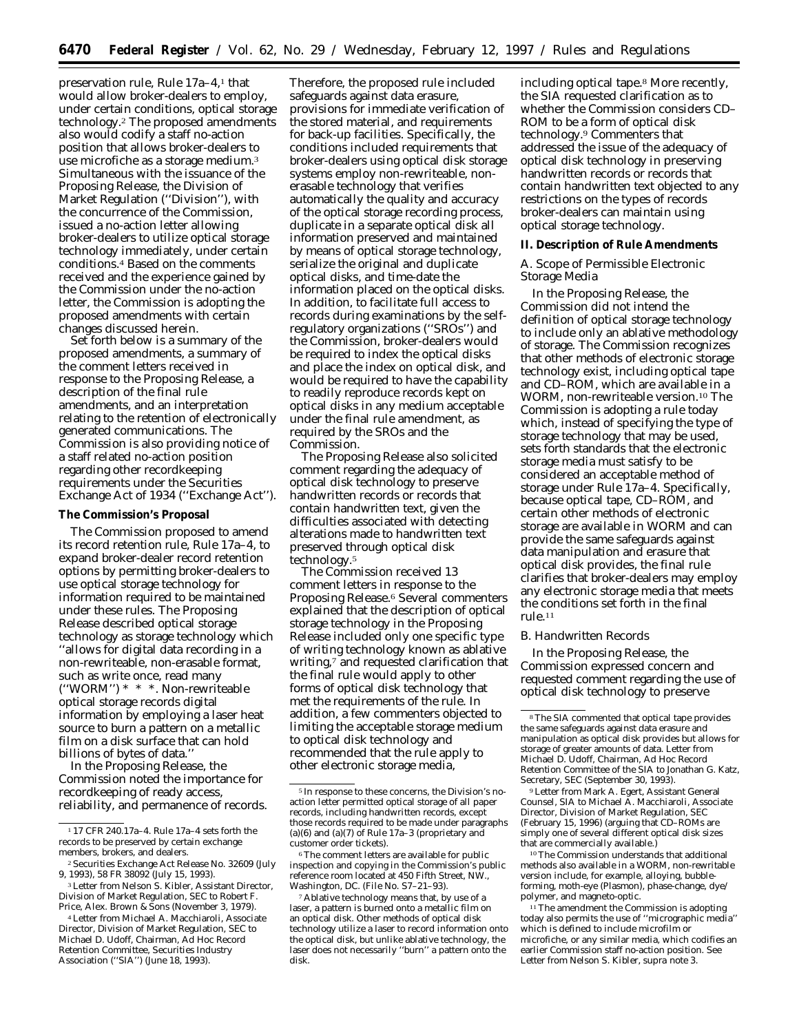preservation rule, Rule 17a–4,[1] that would allow broker-dealers to employ, under certain conditions, optical storage technology.[2] The proposed amendments also would codify a staff no-action position that allows broker-dealers to use microfiche as a storage medium.[3] Simultaneous with the issuance of the Proposing Release, the Division of Market Regulation (''Division''), with the concurrence of the Commission, issued a no-action letter allowing broker-dealers to utilize optical storage technology immediately, under certain conditions.[4] Based on the comments received and the experience gained by the Commission under the no-action letter, the Commission is adopting the proposed amendments with certain changes discussed herein.

Set forth below is a summary of the proposed amendments, a summary of the comment letters received in response to the Proposing Release, a description of the final rule amendments, and an interpretation relating to the retention of electronically generated communications. The Commission is also providing notice of a staff related no-action position regarding other recordkeeping requirements under the Securities Exchange Act of 1934 (''Exchange Act'').

**The Commission's Proposal**

The Commission proposed to amend its record retention rule, Rule 17a–4, to expand broker-dealer record retention options by permitting broker-dealers to use optical storage technology for information required to be maintained under these rules. The Proposing Release described optical storage technology as storage technology which ''allows for digital data recording in a non-rewriteable, non-erasable format, such as write once, read many (''WORM'') * * *. Non-rewriteable optical storage records digital information by employing a laser heat source to burn a pattern on a metallic film on a disk surface that can hold billions of bytes of data.''

In the Proposing Release, the Commission noted the importance for recordkeeping of ready access, reliability, and permanence of records. Therefore, the proposed rule included safeguards against data erasure, provisions for immediate verification of the stored material, and requirements for back-up facilities. Specifically, the conditions included requirements that broker-dealers using optical disk storage systems employ non-rewriteable, non-erasable technology that verifies automatically the quality and accuracy of the optical storage recording process, duplicate in a separate optical disk all information preserved and maintained by means of optical storage technology, serialize the original and duplicate optical disks, and time-date the information placed on the optical disks. In addition, to facilitate full access to records during examinations by the self-regulatory organizations (''SROs'') and the Commission, broker-dealers would be required to index the optical disks and place the index on optical disk, and would be required to have the capability to readily reproduce records kept on optical disks in any medium acceptable under the final rule amendment, as required by the SROs and the Commission.

The Proposing Release also solicited comment regarding the adequacy of optical disk technology to preserve handwritten records or records that contain handwritten text, given the difficulties associated with detecting alterations made to handwritten text preserved through optical disk technology.[5]

The Commission received 13 comment letters in response to the Proposing Release.[6] Several commenters explained that the description of optical storage technology in the Proposing Release included only one specific type of writing technology known as ablative writing,[7] and requested clarification that the final rule would apply to other forms of optical disk technology that met the requirements of the rule. In addition, a few commenters objected to limiting the acceptable storage medium to optical disk technology and recommended that the rule apply to other electronic storage media, including optical tape.[8] More recently, the SIA requested clarification as to whether the Commission considers CD–ROM to be a form of optical disk technology.[9] Commenters that addressed the issue of the adequacy of optical disk technology in preserving handwritten records or records that contain handwritten text objected to any restrictions on the types of records broker-dealers can maintain using optical storage technology.

**II. Description of Rule Amendments**

*A. Scope of Permissible Electronic Storage Media*

In the Proposing Release, the Commission did not intend the definition of optical storage technology to include only an ablative methodology of storage. The Commission recognizes that other methods of electronic storage technology exist, including optical tape and CD–ROM, which are available in a WORM, non-rewriteable version.[10] The Commission is adopting a rule today which, instead of specifying the type of storage technology that may be used, sets forth standards that the electronic storage media must satisfy to be considered an acceptable method of storage under Rule 17a–4. Specifically, because optical tape, CD–ROM, and certain other methods of electronic storage are available in WORM and can provide the same safeguards against data manipulation and erasure that optical disk provides, the final rule clarifies that broker-dealers may employ any electronic storage media that meets the conditions set forth in the final rule.[11]

*B. Handwritten Records*

In the Proposing Release, the Commission expressed concern and requested comment regarding the use of optical disk technology to preserve

---

[1] 17 CFR 240.17a–4. Rule 17a–4 sets forth the records to be preserved by certain exchange members, brokers, and dealers.

[2] Securities Exchange Act Release No. 32609 (July 9, 1993), 58 FR 38092 (July 15, 1993).

[3] Letter from Nelson S. Kibler, Assistant Director, Division of Market Regulation, SEC to Robert F. Price, Alex. Brown & Sons (November 3, 1979).

[4] Letter from Michael A. Macchiaroli, Associate Director, Division of Market Regulation, SEC to Michael D. Udoff, Chairman, Ad Hoc Record Retention Committee, Securities Industry Association (''SIA'') (June 18, 1993).

[5] In response to these concerns, the Division's no-action letter permitted optical storage of all paper records, including handwritten records, except those records required to be made under paragraphs (a)(6) and (a)(7) of Rule 17a–3 (proprietary and customer order tickets).

[6] The comment letters are available for public inspection and copying in the Commission's public reference room located at 450 Fifth Street, NW., Washington, DC. (File No. S7–21–93).

[7] Ablative technology means that, by use of a laser, a pattern is burned onto a metallic film on an optical disk. Other methods of optical disk technology utilize a laser to record information onto the optical disk, but unlike ablative technology, the laser does not necessarily ''burn'' a pattern onto the disk.

[8] The SIA commented that optical tape provides the same safeguards against data erasure and manipulation as optical disk provides but allows for storage of greater amounts of data. Letter from Michael D. Udoff, Chairman, Ad Hoc Record Retention Committee of the SIA to Jonathan G. Katz, Secretary, SEC (September 30, 1993).

[9] Letter from Mark A. Egert, Assistant General Counsel, SIA to Michael A. Macchiaroli, Associate Director, Division of Market Regulation, SEC (February 15, 1996) (arguing that CD–ROMs are simply one of several different optical disk sizes that are commercially available.)

[10] The Commission understands that additional methods also available in a WORM, non-rewritable version include, for example, alloying, bubble-forming, moth-eye (Plasmon), phase-change, dye/polymer, and magneto-optic.

[11] The amendment the Commission is adopting today also permits the use of ''micrographic media'' which is defined to include microfilm or microfiche, or any similar media, which codifies an earlier Commission staff no-action position. See Letter from Nelson S. Kibler, *supra* note 3.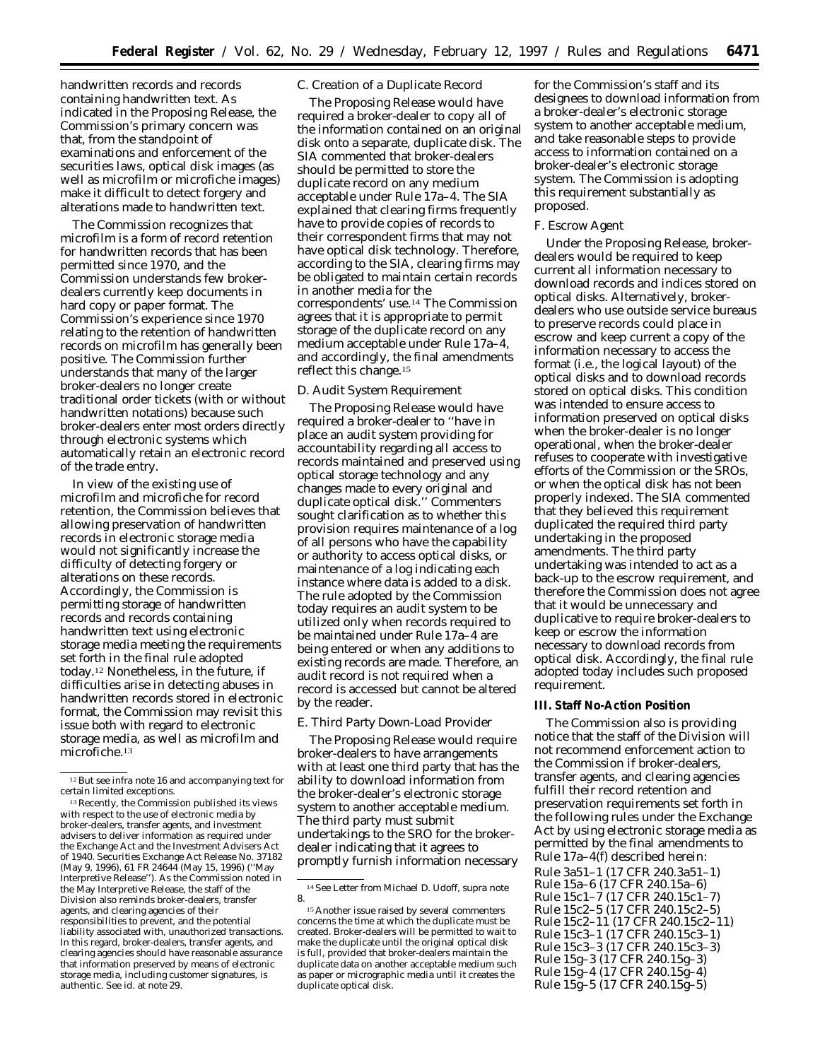handwritten records and records containing handwritten text. As indicated in the Proposing Release, the Commission's primary concern was that, from the standpoint of examinations and enforcement of the securities laws, optical disk images (as well as microfilm or microfiche images) make it difficult to detect forgery and alterations made to handwritten text.

The Commission recognizes that microfilm is a form of record retention for handwritten records that has been permitted since 1970, and the Commission understands few broker-dealers currently keep documents in hard copy or paper format. The Commission's experience since 1970 relating to the retention of handwritten records on microfilm has generally been positive. The Commission further understands that many of the larger broker-dealers no longer create traditional order tickets (with or without handwritten notations) because such broker-dealers enter most orders directly through electronic systems which automatically retain an electronic record of the trade entry.

In view of the existing use of microfilm and microfiche for record retention, the Commission believes that allowing preservation of handwritten records in electronic storage media would not significantly increase the difficulty of detecting forgery or alterations on these records. Accordingly, the Commission is permitting storage of handwritten records and records containing handwritten text using electronic storage media meeting the requirements set forth in the final rule adopted today.[12] Nonetheless, in the future, if difficulties arise in detecting abuses in handwritten records stored in electronic format, the Commission may revisit this issue both with regard to electronic storage media, as well as microfilm and microfiche.[13]

*C. Creation of a Duplicate Record*

The Proposing Release would have required a broker-dealer to copy all of the information contained on an original disk onto a separate, duplicate disk. The SIA commented that broker-dealers should be permitted to store the duplicate record on any medium acceptable under Rule 17a–4. The SIA explained that clearing firms frequently have to provide copies of records to their correspondent firms that may not have optical disk technology. Therefore, according to the SIA, clearing firms may be obligated to maintain certain records in another media for the correspondents' use.[14] The Commission agrees that it is appropriate to permit storage of the duplicate record on any medium acceptable under Rule 17a–4, and accordingly, the final amendments reflect this change.[15]

*D. Audit System Requirement*

The Proposing Release would have required a broker-dealer to "have in place an audit system providing for accountability regarding all access to records maintained and preserved using optical storage technology and any changes made to every original and duplicate optical disk." Commenters sought clarification as to whether this provision requires maintenance of a log of all persons who have the capability or authority to access optical disks, or maintenance of a log indicating each instance where data is added to a disk. The rule adopted by the Commission today requires an audit system to be utilized only when records required to be maintained under Rule 17a–4 are being entered or when any additions to existing records are made. Therefore, an audit record is not required when a record is accessed but cannot be altered by the reader.

*E. Third Party Down-Load Provider*

The Proposing Release would require broker-dealers to have arrangements with at least one third party that has the ability to download information from the broker-dealer's electronic storage system to another acceptable medium. The third party must submit undertakings to the SRO for the broker-dealer indicating that it agrees to promptly furnish information necessary for the Commission's staff and its designees to download information from a broker-dealer's electronic storage system to another acceptable medium, and take reasonable steps to provide access to information contained on a broker-dealer's electronic storage system. The Commission is adopting this requirement substantially as proposed.

*F. Escrow Agent*

Under the Proposing Release, broker-dealers would be required to keep current all information necessary to download records and indices stored on optical disks. Alternatively, broker-dealers who use outside service bureaus to preserve records could place in escrow and keep current a copy of the information necessary to access the format (*i.e.*, the logical layout) of the optical disks and to download records stored on optical disks. This condition was intended to ensure access to information preserved on optical disks when the broker-dealer is no longer operational, when the broker-dealer refuses to cooperate with investigative efforts of the Commission or the SROs, or when the optical disk has not been properly indexed. The SIA commented that they believed this requirement duplicated the required third party undertaking in the proposed amendments. The third party undertaking was intended to act as a back-up to the escrow requirement, and therefore the Commission does not agree that it would be unnecessary and duplicative to require broker-dealers to keep or escrow the information necessary to download records from optical disk. Accordingly, the final rule adopted today includes such proposed requirement.

**III. Staff No-Action Position**

The Commission also is providing notice that the staff of the Division will not recommend enforcement action to the Commission if broker-dealers, transfer agents, and clearing agencies fulfill their record retention and preservation requirements set forth in the following rules under the Exchange Act by using electronic storage media as permitted by the final amendments to Rule 17a–4(f) described herein:

Rule 3a51–1 (17 CFR 240.3a51–1)
Rule 15a–6 (17 CFR 240.15a–6)
Rule 15c1–7 (17 CFR 240.15c1–7)
Rule 15c2–5 (17 CFR 240.15c2–5)
Rule 15c2–11 (17 CFR 240.15c2–11)
Rule 15c3–1 (17 CFR 240.15c3–1)
Rule 15c3–3 (17 CFR 240.15c3–3)
Rule 15g–3 (17 CFR 240.15g–3)
Rule 15g–4 (17 CFR 240.15g–4)
Rule 15g–5 (17 CFR 240.15g–5)

---

[12] But see infra note 16 and accompanying text for certain limited exceptions.

[13] Recently, the Commission published its views with respect to the use of electronic media by broker-dealers, transfer agents, and investment advisers to deliver information as required under the Exchange Act and the Investment Advisers Act of 1940. Securities Exchange Act Release No. 37182 (May 9, 1996), 61 FR 24644 (May 15, 1996) ("May Interpretive Release"). As the Commission noted in the May Interpretive Release, the staff of the Division also reminds broker-dealers, transfer agents, and clearing agencies of their responsibilities to prevent, and the potential liability associated with, unauthorized transactions. In this regard, broker-dealers, transfer agents, and clearing agencies should have reasonable assurance that information preserved by means of electronic storage media, including customer signatures, is authentic. See id. at note 29.

[14] See Letter from Michael D. Udoff, supra note 8.

[15] Another issue raised by several commenters concerns the time at which the duplicate must be created. Broker-dealers will be permitted to wait to make the duplicate until the original optical disk is full, provided that broker-dealers maintain the duplicate data on another acceptable medium such as paper or micrographic media until it creates the duplicate optical disk.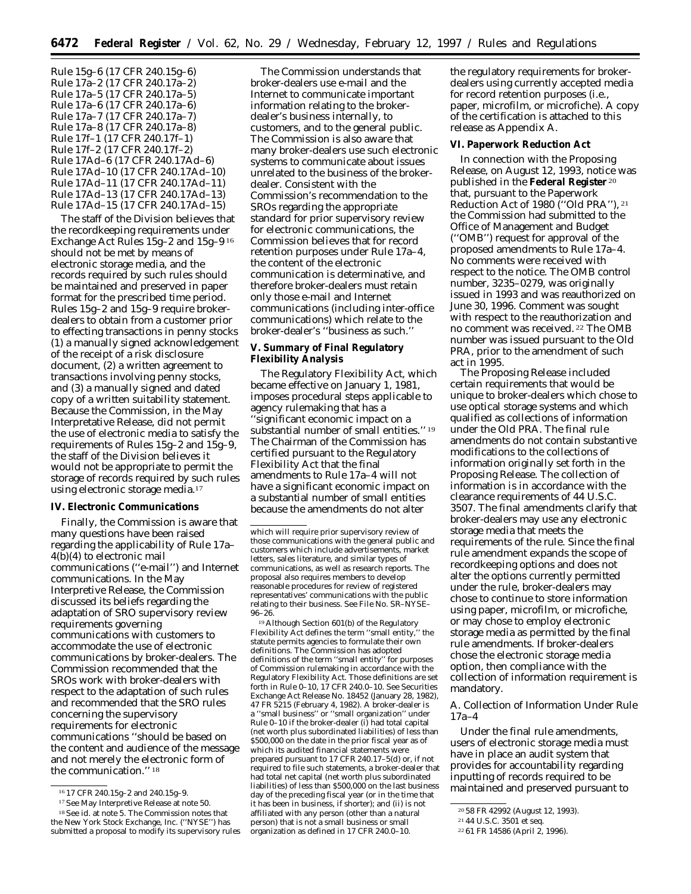Rule 15g–6 (17 CFR 240.15g–6)
Rule 17a–2 (17 CFR 240.17a–2)
Rule 17a–5 (17 CFR 240.17a–5)
Rule 17a–6 (17 CFR 240.17a–6)
Rule 17a–7 (17 CFR 240.17a–7)
Rule 17a–8 (17 CFR 240.17a–8)
Rule 17f–1 (17 CFR 240.17f–1)
Rule 17f–2 (17 CFR 240.17f–2)
Rule 17Ad–6 (17 CFR 240.17Ad–6)
Rule 17Ad–10 (17 CFR 240.17Ad–10)
Rule 17Ad–11 (17 CFR 240.17Ad–11)
Rule 17Ad–13 (17 CFR 240.17Ad–13)
Rule 17Ad–15 (17 CFR 240.17Ad–15)

The staff of the Division believes that the recordkeeping requirements under Exchange Act Rules 15g–2 and 15g–9 [16] should not be met by means of electronic storage media, and the records required by such rules should be maintained and preserved in paper format for the prescribed time period. Rules 15g–2 and 15g–9 require broker-dealers to obtain from a customer prior to effecting transactions in penny stocks (1) a manually signed acknowledgement of the receipt of a risk disclosure document, (2) a written agreement to transactions involving penny stocks, and (3) a manually signed and dated copy of a written suitability statement. Because the Commission, in the May Interpretative Release, did not permit the use of electronic media to satisfy the requirements of Rules 15g–2 and 15g–9, the staff of the Division believes it would not be appropriate to permit the storage of records required by such rules using electronic storage media.[17]

**IV. Electronic Communications**

Finally, the Commission is aware that many questions have been raised regarding the applicability of Rule 17a–4(b)(4) to electronic mail communications (''e-mail'') and Internet communications. In the May Interpretive Release, the Commission discussed its beliefs regarding the adaptation of SRO supervisory review requirements governing communications with customers to accommodate the use of electronic communications by broker-dealers. The Commission recommended that the SROs work with broker-dealers with respect to the adaptation of such rules and recommended that the SRO rules concerning the supervisory requirements for electronic communications ''should be based on the content and audience of the message and not merely the electronic form of the communication.'' [18]

The Commission understands that broker-dealers use e-mail and the Internet to communicate important information relating to the broker-dealer's business internally, to customers, and to the general public. The Commission is also aware that many broker-dealers use such electronic systems to communicate about issues unrelated to the business of the broker-dealer. Consistent with the Commission's recommendation to the SROs regarding the appropriate standard for prior supervisory review for electronic communications, the Commission believes that for record retention purposes under Rule 17a–4, the content of the electronic communication is determinative, and therefore broker-dealers must retain only those e-mail and Internet communications (including inter-office communications) which relate to the broker-dealer's ''business as such.''

**V. Summary of Final Regulatory Flexibility Analysis**

The Regulatory Flexibility Act, which became effective on January 1, 1981, imposes procedural steps applicable to agency rulemaking that has a ''significant economic impact on a substantial number of small entities.'' [19] The Chairman of the Commission has certified pursuant to the Regulatory Flexibility Act that the final amendments to Rule 17a–4 will not have a significant economic impact on a substantial number of small entities because the amendments do not alter the regulatory requirements for broker-dealers using currently accepted media for record retention purposes (*i.e.*, paper, microfilm, or microfiche). A copy of the certification is attached to this release as Appendix A.

**VI. Paperwork Reduction Act**

In connection with the Proposing Release, on August 12, 1993, notice was published in the **Federal Register** [20] that, pursuant to the Paperwork Reduction Act of 1980 (''Old PRA''), [21] the Commission had submitted to the Office of Management and Budget (''OMB'') request for approval of the proposed amendments to Rule 17a–4. No comments were received with respect to the notice. The OMB control number, 3235–0279, was originally issued in 1993 and was reauthorized on June 30, 1996. Comment was sought with respect to the reauthorization and no comment was received. [22] The OMB number was issued pursuant to the Old PRA, prior to the amendment of such act in 1995.

The Proposing Release included certain requirements that would be unique to broker-dealers which chose to use optical storage systems and which qualified as collections of information under the Old PRA. The final rule amendments do not contain substantive modifications to the collections of information originally set forth in the Proposing Release. The collection of information is in accordance with the clearance requirements of 44 U.S.C. 3507. The final amendments clarify that broker-dealers may use any electronic storage media that meets the requirements of the rule. Since the final rule amendment expands the scope of recordkeeping options and does not alter the options currently permitted under the rule, broker-dealers may chose to continue to store information using paper, microfilm, or microfiche, or may chose to employ electronic storage media as permitted by the final rule amendments. If broker-dealers chose the electronic storage media option, then compliance with the collection of information requirement is mandatory.

*A. Collection of Information Under Rule 17a–4*

Under the final rule amendments, users of electronic storage media must have in place an audit system that provides for accountability regarding inputting of records required to be maintained and preserved pursuant to

---

[16] 17 CFR 240.15g–2 and 240.15g–9.

[17] See May Interpretive Release at note 50.

[18] See *id.* at note 5. The Commission notes that the New York Stock Exchange, Inc. (''NYSE'') has submitted a proposal to modify its supervisory rules which will require prior supervisory review of those communications with the general public and customers which include advertisements, market letters, sales literature, and similar types of communications, as well as research reports. The proposal also requires members to develop reasonable procedures for review of registered representatives' communications with the public relating to their business. See File No. SR–NYSE–96–26.

[19] Although Section 601(b) of the Regulatory Flexibility Act defines the term ''small entity,'' the statute permits agencies to formulate their own definitions. The Commission has adopted definitions of the term ''small entity'' for purposes of Commission rulemaking in accordance with the Regulatory Flexibility Act. Those definitions are set forth in Rule 0–10, 17 CFR 240.0–10. See Securities Exchange Act Release No. 18452 (January 28, 1982), 47 FR 5215 (February 4, 1982). A broker-dealer is a ''small business'' or ''small organization'' under Rule 0–10 if the broker-dealer (i) had total capital (net worth plus subordinated liabilities) of less than $500,000 on the date in the prior fiscal year as of which its audited financial statements were prepared pursuant to 17 CFR 240.17–5(d) or, if not required to file such statements, a broker-dealer that had total net capital (net worth plus subordinated liabilities) of less than $500,000 on the last business day of the preceding fiscal year (or in the time that it has been in business, if shorter); and (ii) is not affiliated with any person (other than a natural person) that is not a small business or small organization as defined in 17 CFR 240.0–10.

[20] 58 FR 42992 (August 12, 1993).

[21] 44 U.S.C. 3501 *et seq.*

[22] 61 FR 14586 (April 2, 1996).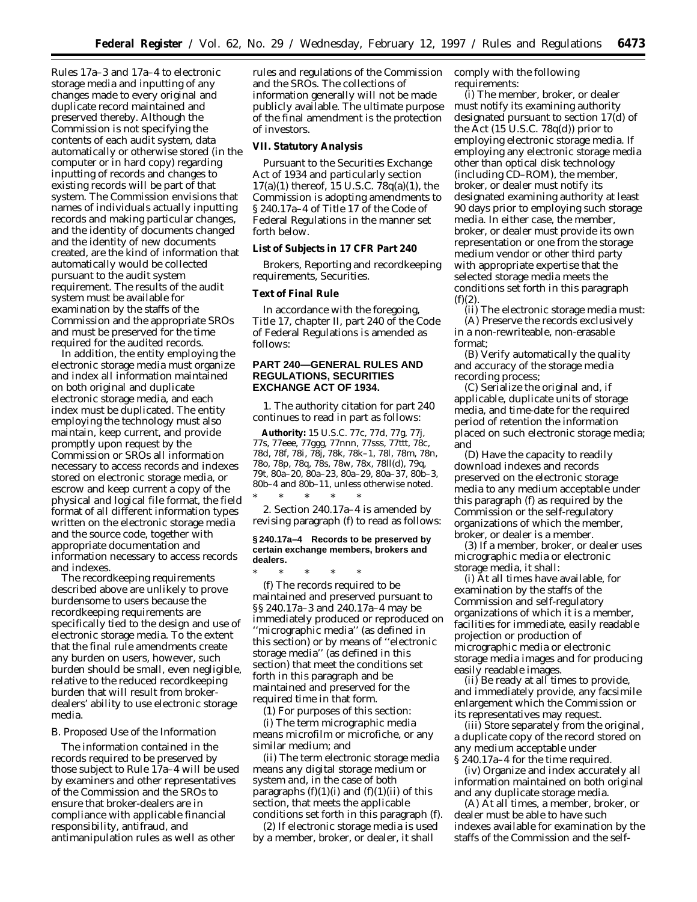Rules 17a–3 and 17a–4 to electronic storage media and inputting of any changes made to every original and duplicate record maintained and preserved thereby. Although the Commission is not specifying the contents of each audit system, data automatically or otherwise stored (in the computer or in hard copy) regarding inputting of records and changes to existing records will be part of that system. The Commission envisions that names of individuals actually inputting records and making particular changes, and the identity of documents changed and the identity of new documents created, are the kind of information that automatically would be collected pursuant to the audit system requirement. The results of the audit system must be available for examination by the staffs of the Commission and the appropriate SROs and must be preserved for the time required for the audited records.

In addition, the entity employing the electronic storage media must organize and index all information maintained on both original and duplicate electronic storage media, and each index must be duplicated. The entity employing the technology must also maintain, keep current, and provide promptly upon request by the Commission or SROs all information necessary to access records and indexes stored on electronic storage media, or escrow and keep current a copy of the physical and logical file format, the field format of all different information types written on the electronic storage media and the source code, together with appropriate documentation and information necessary to access records and indexes.

The recordkeeping requirements described above are unlikely to prove burdensome to users because the recordkeeping requirements are specifically tied to the design and use of electronic storage media. To the extent that the final rule amendments create any burden on users, however, such burden should be small, even negligible, relative to the reduced recordkeeping burden that will result from broker-dealers' ability to use electronic storage media.

### B. Proposed Use of the Information

The information contained in the records required to be preserved by those subject to Rule 17a–4 will be used by examiners and other representatives of the Commission and the SROs to ensure that broker-dealers are in compliance with applicable financial responsibility, antifraud, and antimanipulation rules as well as other rules and regulations of the Commission and the SROs. The collections of information generally will not be made publicly available. The ultimate purpose of the final amendment is the protection of investors.

## VII. Statutory Analysis

Pursuant to the Securities Exchange Act of 1934 and particularly section 17(a)(1) thereof, 15 U.S.C. 78q(a)(1), the Commission is adopting amendments to § 240.17a–4 of Title 17 of the Code of Federal Regulations in the manner set forth below.

## List of Subjects in 17 CFR Part 240

Brokers, Reporting and recordkeeping requirements, Securities.

## Text of Final Rule

In accordance with the foregoing, Title 17, chapter II, part 240 of the Code of Federal Regulations is amended as follows:

## PART 240—GENERAL RULES AND REGULATIONS, SECURITIES EXCHANGE ACT OF 1934.

1. The authority citation for part 240 continues to read in part as follows:

**Authority:** 15 U.S.C. 77c, 77d, 77g, 77j, 77s, 77eee, 77ggg, 77nnn, 77sss, 77ttt, 78c, 78d, 78f, 78i, 78j, 78k, 78k–1, 78l, 78m, 78n, 78o, 78p, 78q, 78s, 78w, 78x, 78ll(d), 79q, 79t, 80a–20, 80a–23, 80a–29, 80a–37, 80b–3, 80b–4 and 80b–11, unless otherwise noted.

\* \* \* \* \*

2. Section 240.17a–4 is amended by revising paragraph (f) to read as follows:

### § 240.17a–4 Records to be preserved by certain exchange members, brokers and dealers.

\* \* \* \* \*

(f) The records required to be maintained and preserved pursuant to §§ 240.17a–3 and 240.17a–4 may be immediately produced or reproduced on ''micrographic media'' (as defined in this section) or by means of ''electronic storage media'' (as defined in this section) that meet the conditions set forth in this paragraph and be maintained and preserved for the required time in that form.

(1) For purposes of this section:

(i) The term micrographic media means microfilm or microfiche, or any similar medium; and

(ii) The term electronic storage media means any digital storage medium or system and, in the case of both paragraphs (f)(1)(i) and (f)(1)(ii) of this section, that meets the applicable conditions set forth in this paragraph (f).

(2) If electronic storage media is used by a member, broker, or dealer, it shall comply with the following requirements:

(i) The member, broker, or dealer must notify its examining authority designated pursuant to section 17(d) of the Act (15 U.S.C. 78q(d)) prior to employing electronic storage media. If employing any electronic storage media other than optical disk technology (including CD–ROM), the member, broker, or dealer must notify its designated examining authority at least 90 days prior to employing such storage media. In either case, the member, broker, or dealer must provide its own representation or one from the storage medium vendor or other third party with appropriate expertise that the selected storage media meets the conditions set forth in this paragraph (f)(2).

(ii) The electronic storage media must:

(A) Preserve the records exclusively in a non-rewriteable, non-erasable format;

(B) Verify automatically the quality and accuracy of the storage media recording process;

(C) Serialize the original and, if applicable, duplicate units of storage media, and time-date for the required period of retention the information placed on such electronic storage media; and

(D) Have the capacity to readily download indexes and records preserved on the electronic storage media to any medium acceptable under this paragraph (f) as required by the Commission or the self-regulatory organizations of which the member, broker, or dealer is a member.

(3) If a member, broker, or dealer uses micrographic media or electronic storage media, it shall:

(i) At all times have available, for examination by the staffs of the Commission and self-regulatory organizations of which it is a member, facilities for immediate, easily readable projection or production of micrographic media or electronic storage media images and for producing easily readable images.

(ii) Be ready at all times to provide, and immediately provide, any facsimile enlargement which the Commission or its representatives may request.

(iii) Store separately from the original, a duplicate copy of the record stored on any medium acceptable under § 240.17a–4 for the time required.

(iv) Organize and index accurately all information maintained on both original and any duplicate storage media.

(A) At all times, a member, broker, or dealer must be able to have such indexes available for examination by the staffs of the Commission and the self-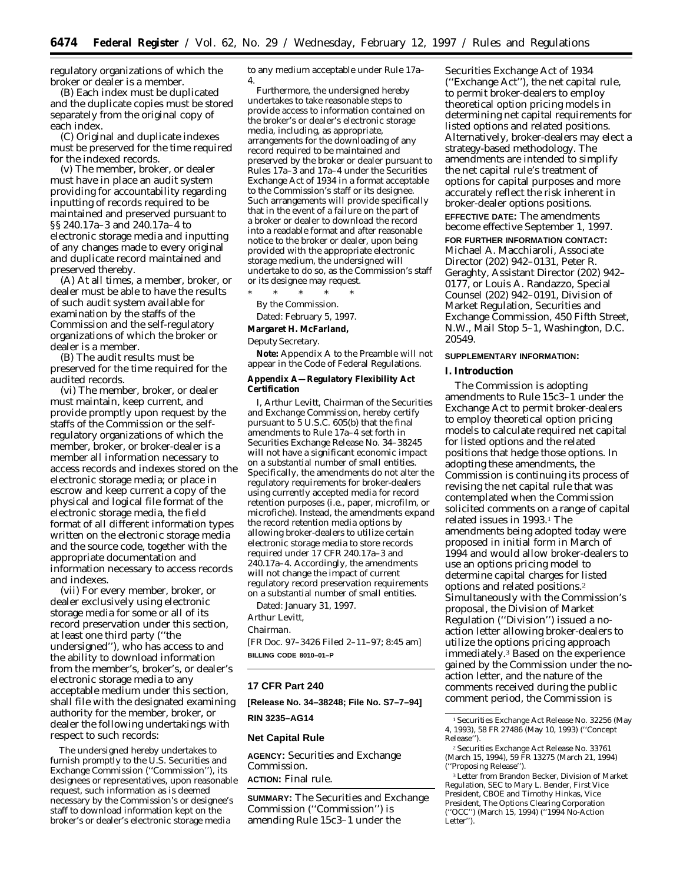regulatory organizations of which the broker or dealer is a member.

(B) Each index must be duplicated and the duplicate copies must be stored separately from the original copy of each index.

(C) Original and duplicate indexes must be preserved for the time required for the indexed records.

(v) The member, broker, or dealer must have in place an audit system providing for accountability regarding inputting of records required to be maintained and preserved pursuant to §§ 240.17a–3 and 240.17a–4 to electronic storage media and inputting of any changes made to every original and duplicate record maintained and preserved thereby.

(A) At all times, a member, broker, or dealer must be able to have the results of such audit system available for examination by the staffs of the Commission and the self-regulatory organizations of which the broker or dealer is a member.

(B) The audit results must be preserved for the time required for the audited records.

(vi) The member, broker, or dealer must maintain, keep current, and provide promptly upon request by the staffs of the Commission or the self-regulatory organizations of which the member, broker, or broker-dealer is a member all information necessary to access records and indexes stored on the electronic storage media; or place in escrow and keep current a copy of the physical and logical file format of the electronic storage media, the field format of all different information types written on the electronic storage media and the source code, together with the appropriate documentation and information necessary to access records and indexes.

(vii) For every member, broker, or dealer exclusively using electronic storage media for some or all of its record preservation under this section, at least one third party (''the undersigned''), who has access to and the ability to download information from the member's, broker's, or dealer's electronic storage media to any acceptable medium under this section, shall file with the designated examining authority for the member, broker, or dealer the following undertakings with respect to such records:

The undersigned hereby undertakes to furnish promptly to the U.S. Securities and Exchange Commission (''Commission''), its designees or representatives, upon reasonable request, such information as is deemed necessary by the Commission's or designee's staff to download information kept on the broker's or dealer's electronic storage media to any medium acceptable under Rule 17a–4.

Furthermore, the undersigned hereby undertakes to take reasonable steps to provide access to information contained on the broker's or dealer's electronic storage media, including, as appropriate, arrangements for the downloading of any record required to be maintained and preserved by the broker or dealer pursuant to Rules 17a–3 and 17a–4 under the Securities Exchange Act of 1934 in a format acceptable to the Commission's staff or its designee. Such arrangements will provide specifically that in the event of a failure on the part of a broker or dealer to download the record into a readable format and after reasonable notice to the broker or dealer, upon being provided with the appropriate electronic storage medium, the undersigned will undertake to do so, as the Commission's staff or its designee may request.

\* \* \* \* \*

By the Commission.

Dated: February 5, 1997.

**Margaret H. McFarland,**

*Deputy Secretary.*

**Note:** Appendix A to the Preamble will not appear in the Code of Federal Regulations.

**Appendix A—Regulatory Flexibility Act Certification**

I, Arthur Levitt, Chairman of the Securities and Exchange Commission, hereby certify pursuant to 5 U.S.C. 605(b) that the final amendments to Rule 17a–4 set forth in Securities Exchange Release No. 34–38245 will not have a significant economic impact on a substantial number of small entities. Specifically, the amendments do not alter the regulatory requirements for broker-dealers using currently accepted media for record retention purposes (i.e., paper, microfilm, or microfiche). Instead, the amendments expand the record retention media options by allowing broker-dealers to utilize certain electronic storage media to store records required under 17 CFR 240.17a–3 and 240.17a–4. Accordingly, the amendments will not change the impact of current regulatory record preservation requirements on a substantial number of small entities.

Dated: January 31, 1997.

Arthur Levitt,

*Chairman.*

[FR Doc. 97–3426 Filed 2–11–97; 8:45 am]

**BILLING CODE 8010–01–P**

---

**17 CFR Part 240**

**[Release No. 34–38248; File No. S7–7–94]**

**RIN 3235–AG14**

## Net Capital Rule

**AGENCY:** Securities and Exchange Commission.

**ACTION:** Final rule.

**SUMMARY:** The Securities and Exchange Commission (''Commission'') is amending Rule 15c3–1 under the Securities Exchange Act of 1934 (''Exchange Act''), the net capital rule, to permit broker-dealers to employ theoretical option pricing models in determining net capital requirements for listed options and related positions. Alternatively, broker-dealers may elect a strategy-based methodology. The amendments are intended to simplify the net capital rule's treatment of options for capital purposes and more accurately reflect the risk inherent in broker-dealer options positions.

**EFFECTIVE DATE:** The amendments become effective September 1, 1997.

**FOR FURTHER INFORMATION CONTACT:** Michael A. Macchiaroli, Associate Director (202) 942–0131, Peter R. Geraghty, Assistant Director (202) 942–0177, or Louis A. Randazzo, Special Counsel (202) 942–0191, Division of Market Regulation, Securities and Exchange Commission, 450 Fifth Street, N.W., Mail Stop 5–1, Washington, D.C. 20549.

**SUPPLEMENTARY INFORMATION:**

**I. Introduction**

The Commission is adopting amendments to Rule 15c3–1 under the Exchange Act to permit broker-dealers to employ theoretical option pricing models to calculate required net capital for listed options and the related positions that hedge those options. In adopting these amendments, the Commission is continuing its process of revising the net capital rule that was contemplated when the Commission solicited comments on a range of capital related issues in 1993.[1] The amendments being adopted today were proposed in initial form in March of 1994 and would allow broker-dealers to use an options pricing model to determine capital charges for listed options and related positions.[2] Simultaneously with the Commission's proposal, the Division of Market Regulation (''Division'') issued a no-action letter allowing broker-dealers to utilize the options pricing approach immediately.[3] Based on the experience gained by the Commission under the no-action letter, and the nature of the comments received during the public comment period, the Commission is

[1] Securities Exchange Act Release No. 32256 (May 4, 1993), 58 FR 27486 (May 10, 1993) (''Concept Release'').

[2] Securities Exchange Act Release No. 33761 (March 15, 1994), 59 FR 13275 (March 21, 1994) (''Proposing Release'').

[3] Letter from Brandon Becker, Division of Market Regulation, SEC to Mary L. Bender, First Vice President, CBOE and Timothy Hinkas, Vice President, The Options Clearing Corporation (''OCC'') (March 15, 1994) (''1994 No-Action Letter'').